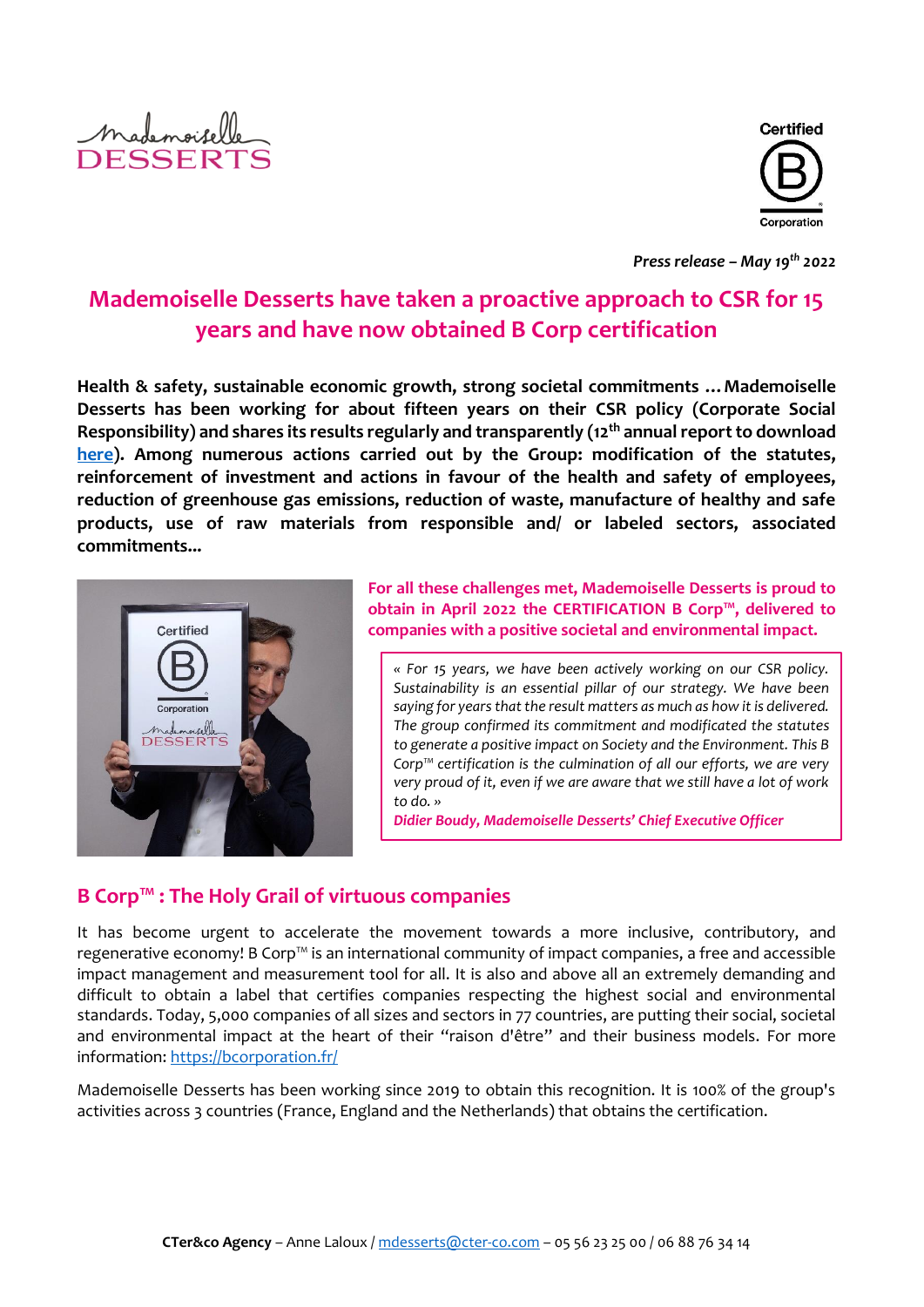*Press release – May 19th 2022*

# Mademoiselle Desserts have taken a proactive approach to CSR for 15 years and have now obtained B Corp certification

**Health & safety, sustainable economic growth, strong societal commitments … Mademoiselle Desserts has been working for about fifteen years on their CSR policy (Corporate Social Responsibility) and shares its results regularly and transparently (12th annual report to download here). Among numerous actions carried out by the Group: modification of the statutes, reinforcement of investment and actions in favour of the health and safety of employees, reduction of greenhouse gas emissions, reduction of waste, manufacture of healthy and safe products, use of raw materials from responsible and/ or labeled sectors, associated commitments...**

**For all these challenges met, Mademoiselle Desserts is proud to obtain in April 2022 the CERTIFICATION B Corp™, delivered to companies with a positive societal and environmental impact.**

> *« For 15 years, we have been actively working on our CSR policy. Sustainability is an essential pillar of our strategy. We have been saying for years that the result matters as much as how it is delivered. The group confirmed its commitment and modificated the statutes to generate a positive impact on Society and the Environment. This B Corp™ certification is the culmination of all our efforts, we are very very proud of it, even if we are aware that we still have a lot of work to do. »*
>
> ***Didier Boudy, Mademoiselle Desserts' Chief Executive Officer***

## B Corp™ : The Holy Grail of virtuous companies

It has become urgent to accelerate the movement towards a more inclusive, contributory, and regenerative economy! B Corp™ is an international community of impact companies, a free and accessible impact management and measurement tool for all. It is also and above all an extremely demanding and difficult to obtain a label that certifies companies respecting the highest social and environmental standards. Today, 5,000 companies of all sizes and sectors in 77 countries, are putting their social, societal and environmental impact at the heart of their "raison d'être" and their business models. For more information: https://bcorporation.fr/

Mademoiselle Desserts has been working since 2019 to obtain this recognition. It is 100% of the group's activities across 3 countries (France, England and the Netherlands) that obtains the certification.

**CTer&co Agency** – Anne Laloux / mdesserts@cter-co.com – 05 56 23 25 00 / 06 88 76 34 14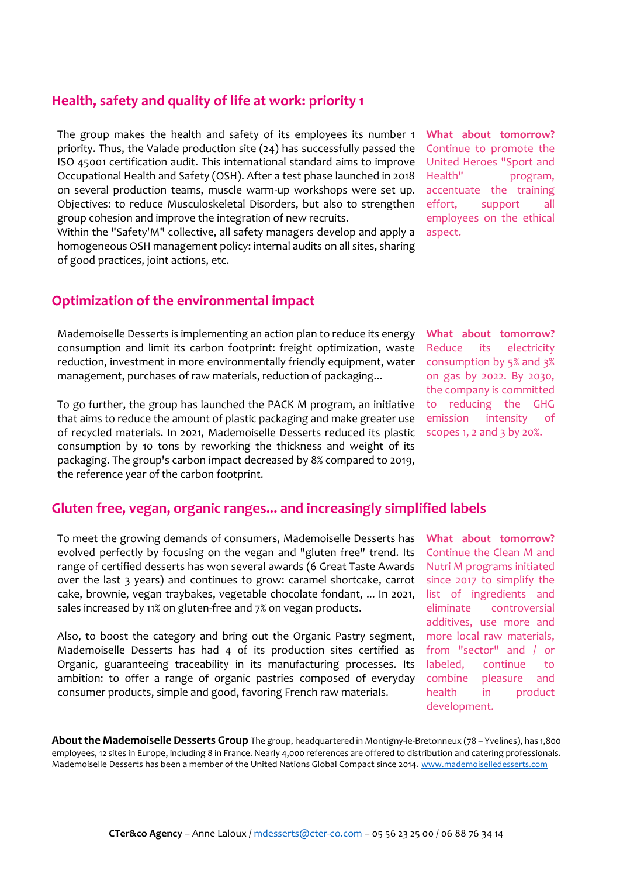## Health, safety and quality of life at work: priority 1

The group makes the health and safety of its employees its number 1 priority. Thus, the Valade production site (24) has successfully passed the ISO 45001 certification audit. This international standard aims to improve Occupational Health and Safety (OSH). After a test phase launched in 2018 on several production teams, muscle warm-up workshops were set up. Objectives: to reduce Musculoskeletal Disorders, but also to strengthen group cohesion and improve the integration of new recruits.
Within the "Safety'M" collective, all safety managers develop and apply a homogeneous OSH management policy: internal audits on all sites, sharing of good practices, joint actions, etc.

**What about tomorrow?** Continue to promote the United Heroes "Sport and Health" program, accentuate the training effort, support all employees on the ethical aspect.

## Optimization of the environmental impact

Mademoiselle Desserts is implementing an action plan to reduce its energy consumption and limit its carbon footprint: freight optimization, waste reduction, investment in more environmentally friendly equipment, water management, purchases of raw materials, reduction of packaging...

To go further, the group has launched the PACK M program, an initiative that aims to reduce the amount of plastic packaging and make greater use of recycled materials. In 2021, Mademoiselle Desserts reduced its plastic consumption by 10 tons by reworking the thickness and weight of its packaging. The group's carbon impact decreased by 8% compared to 2019, the reference year of the carbon footprint.

**What about tomorrow?** Reduce its electricity consumption by 5% and 3% on gas by 2022. By 2030, the company is committed to reducing the GHG emission intensity of scopes 1, 2 and 3 by 20%.

## Gluten free, vegan, organic ranges... and increasingly simplified labels

To meet the growing demands of consumers, Mademoiselle Desserts has evolved perfectly by focusing on the vegan and "gluten free" trend. Its range of certified desserts has won several awards (6 Great Taste Awards over the last 3 years) and continues to grow: caramel shortcake, carrot cake, brownie, vegan traybakes, vegetable chocolate fondant, ... In 2021, sales increased by 11% on gluten-free and 7% on vegan products.

Also, to boost the category and bring out the Organic Pastry segment, Mademoiselle Desserts has had 4 of its production sites certified as Organic, guaranteeing traceability in its manufacturing processes. Its ambition: to offer a range of organic pastries composed of everyday consumer products, simple and good, favoring French raw materials.

**What about tomorrow?** Continue the Clean M and Nutri M programs initiated since 2017 to simplify the list of ingredients and eliminate controversial additives, use more and more local raw materials, from "sector" and / or labeled, continue to combine pleasure and health in product development.

**About the Mademoiselle Desserts Group** The group, headquartered in Montigny-le-Bretonneux (78 – Yvelines), has 1,800 employees, 12 sites in Europe, including 8 in France. Nearly 4,000 references are offered to distribution and catering professionals. Mademoiselle Desserts has been a member of the United Nations Global Compact since 2014. www.mademoiselledesserts.com

**CTer&co Agency** – Anne Laloux / mdesserts@cter-co.com – 05 56 23 25 00 / 06 88 76 34 14